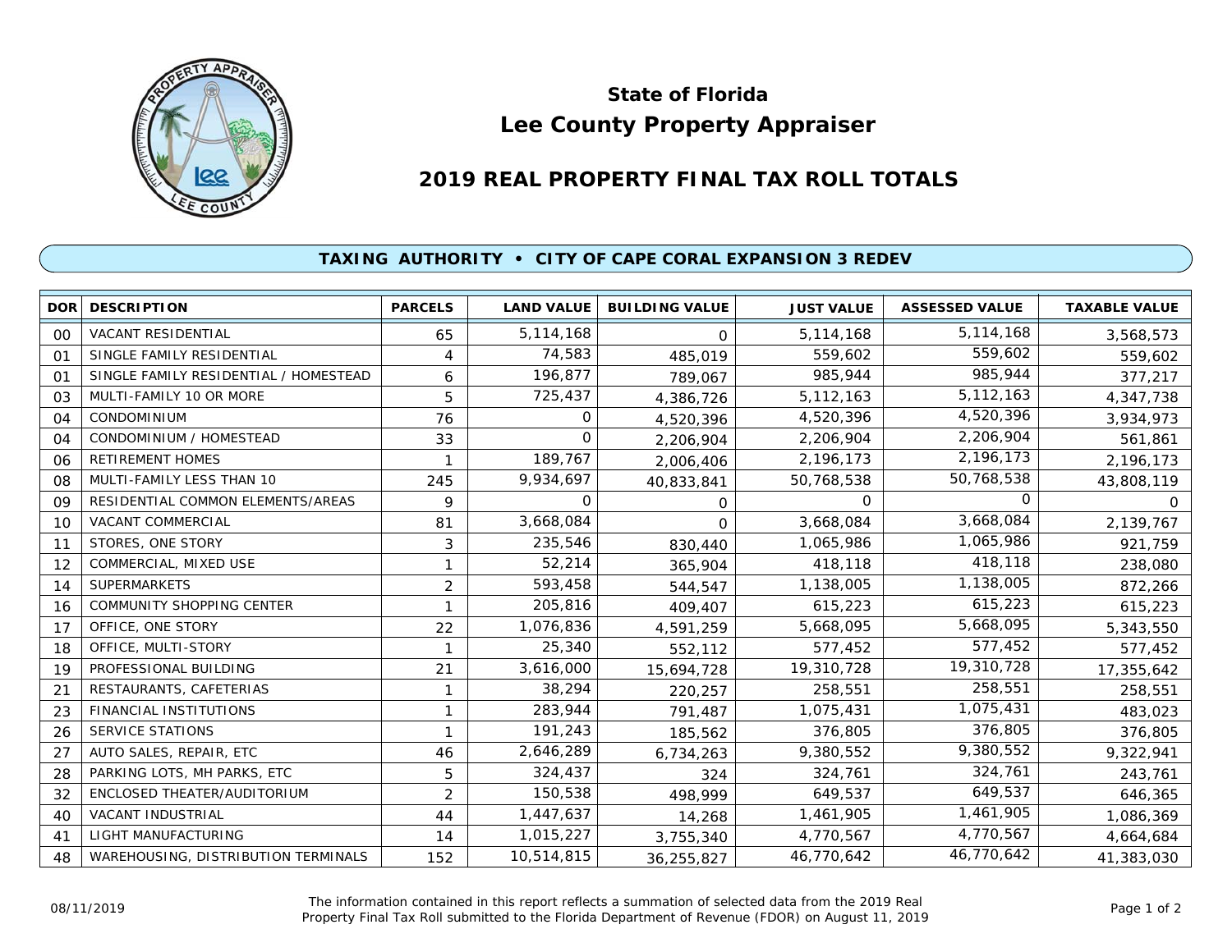# State of Florida
# Lee County Property Appraiser

## 2019 REAL PROPERTY FINAL TAX ROLL TOTALS

### TAXING AUTHORITY • CITY OF CAPE CORAL EXPANSION 3 REDEV

| DOR | DESCRIPTION | PARCELS | LAND VALUE | BUILDING VALUE | JUST VALUE | ASSESSED VALUE | TAXABLE VALUE |
|---|---|---|---|---|---|---|---|
| 00 | VACANT RESIDENTIAL | 65 | 5,114,168 | 0 | 5,114,168 | 5,114,168 | 3,568,573 |
| 01 | SINGLE FAMILY RESIDENTIAL | 4 | 74,583 | 485,019 | 559,602 | 559,602 | 559,602 |
| 01 | SINGLE FAMILY RESIDENTIAL / HOMESTEAD | 6 | 196,877 | 789,067 | 985,944 | 985,944 | 377,217 |
| 03 | MULTI-FAMILY 10 OR MORE | 5 | 725,437 | 4,386,726 | 5,112,163 | 5,112,163 | 4,347,738 |
| 04 | CONDOMINIUM | 76 | 0 | 4,520,396 | 4,520,396 | 4,520,396 | 3,934,973 |
| 04 | CONDOMINIUM / HOMESTEAD | 33 | 0 | 2,206,904 | 2,206,904 | 2,206,904 | 561,861 |
| 06 | RETIREMENT HOMES | 1 | 189,767 | 2,006,406 | 2,196,173 | 2,196,173 | 2,196,173 |
| 08 | MULTI-FAMILY LESS THAN 10 | 245 | 9,934,697 | 40,833,841 | 50,768,538 | 50,768,538 | 43,808,119 |
| 09 | RESIDENTIAL COMMON ELEMENTS/AREAS | 9 | 0 | 0 | 0 | 0 | 0 |
| 10 | VACANT COMMERCIAL | 81 | 3,668,084 | 0 | 3,668,084 | 3,668,084 | 2,139,767 |
| 11 | STORES, ONE STORY | 3 | 235,546 | 830,440 | 1,065,986 | 1,065,986 | 921,759 |
| 12 | COMMERCIAL, MIXED USE | 1 | 52,214 | 365,904 | 418,118 | 418,118 | 238,080 |
| 14 | SUPERMARKETS | 2 | 593,458 | 544,547 | 1,138,005 | 1,138,005 | 872,266 |
| 16 | COMMUNITY SHOPPING CENTER | 1 | 205,816 | 409,407 | 615,223 | 615,223 | 615,223 |
| 17 | OFFICE, ONE STORY | 22 | 1,076,836 | 4,591,259 | 5,668,095 | 5,668,095 | 5,343,550 |
| 18 | OFFICE, MULTI-STORY | 1 | 25,340 | 552,112 | 577,452 | 577,452 | 577,452 |
| 19 | PROFESSIONAL BUILDING | 21 | 3,616,000 | 15,694,728 | 19,310,728 | 19,310,728 | 17,355,642 |
| 21 | RESTAURANTS, CAFETERIAS | 1 | 38,294 | 220,257 | 258,551 | 258,551 | 258,551 |
| 23 | FINANCIAL INSTITUTIONS | 1 | 283,944 | 791,487 | 1,075,431 | 1,075,431 | 483,023 |
| 26 | SERVICE STATIONS | 1 | 191,243 | 185,562 | 376,805 | 376,805 | 376,805 |
| 27 | AUTO SALES, REPAIR, ETC | 46 | 2,646,289 | 6,734,263 | 9,380,552 | 9,380,552 | 9,322,941 |
| 28 | PARKING LOTS, MH PARKS, ETC | 5 | 324,437 | 324 | 324,761 | 324,761 | 243,761 |
| 32 | ENCLOSED THEATER/AUDITORIUM | 2 | 150,538 | 498,999 | 649,537 | 649,537 | 646,365 |
| 40 | VACANT INDUSTRIAL | 44 | 1,447,637 | 14,268 | 1,461,905 | 1,461,905 | 1,086,369 |
| 41 | LIGHT MANUFACTURING | 14 | 1,015,227 | 3,755,340 | 4,770,567 | 4,770,567 | 4,664,684 |
| 48 | WAREHOUSING, DISTRIBUTION TERMINALS | 152 | 10,514,815 | 36,255,827 | 46,770,642 | 46,770,642 | 41,383,030 |

08/11/2019

The information contained in this report reflects a summation of selected data from the 2019 Real Property Final Tax Roll submitted to the Florida Department of Revenue (FDOR) on August 11, 2019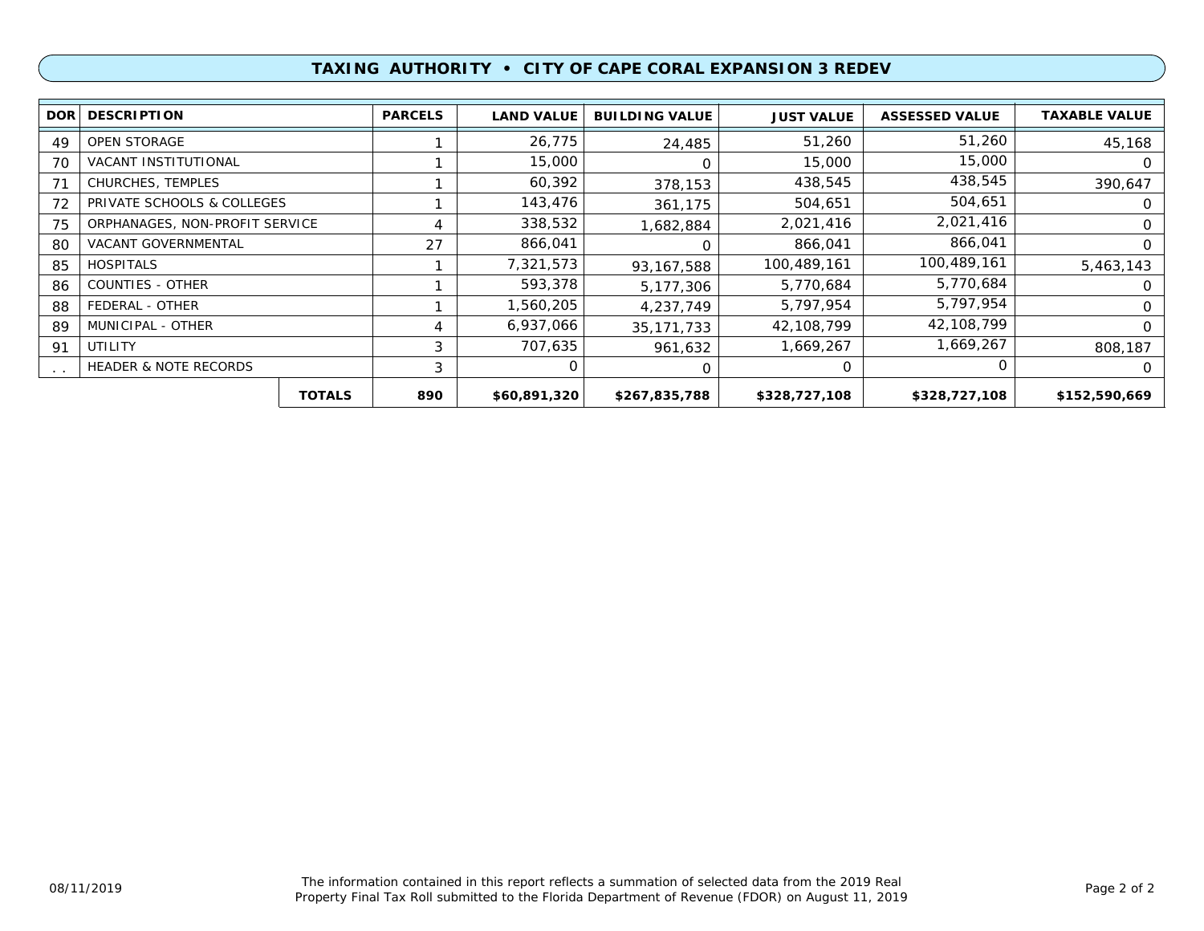## TAXING AUTHORITY • CITY OF CAPE CORAL EXPANSION 3 REDEV

| DOR | DESCRIPTION | PARCELS | LAND VALUE | BUILDING VALUE | JUST VALUE | ASSESSED VALUE | TAXABLE VALUE |
|---|---|---|---|---|---|---|---|
| 49 | OPEN STORAGE | 1 | 26,775 | 24,485 | 51,260 | 51,260 | 45,168 |
| 70 | VACANT INSTITUTIONAL | 1 | 15,000 | 0 | 15,000 | 15,000 | 0 |
| 71 | CHURCHES, TEMPLES | 1 | 60,392 | 378,153 | 438,545 | 438,545 | 390,647 |
| 72 | PRIVATE SCHOOLS & COLLEGES | 1 | 143,476 | 361,175 | 504,651 | 504,651 | 0 |
| 75 | ORPHANAGES, NON-PROFIT SERVICE | 4 | 338,532 | 1,682,884 | 2,021,416 | 2,021,416 | 0 |
| 80 | VACANT GOVERNMENTAL | 27 | 866,041 | 0 | 866,041 | 866,041 | 0 |
| 85 | HOSPITALS | 1 | 7,321,573 | 93,167,588 | 100,489,161 | 100,489,161 | 5,463,143 |
| 86 | COUNTIES - OTHER | 1 | 593,378 | 5,177,306 | 5,770,684 | 5,770,684 | 0 |
| 88 | FEDERAL - OTHER | 1 | 1,560,205 | 4,237,749 | 5,797,954 | 5,797,954 | 0 |
| 89 | MUNICIPAL - OTHER | 4 | 6,937,066 | 35,171,733 | 42,108,799 | 42,108,799 | 0 |
| 91 | UTILITY | 3 | 707,635 | 961,632 | 1,669,267 | 1,669,267 | 808,187 |
| . . | HEADER & NOTE RECORDS | 3 | 0 | 0 | 0 | 0 | 0 |
| | **TOTALS** | **890** | **$60,891,320** | **$267,835,788** | **$328,727,108** | **$328,727,108** | **$152,590,669** |

08/11/2019

The information contained in this report reflects a summation of selected data from the 2019 Real Property Final Tax Roll submitted to the Florida Department of Revenue (FDOR) on August 11, 2019